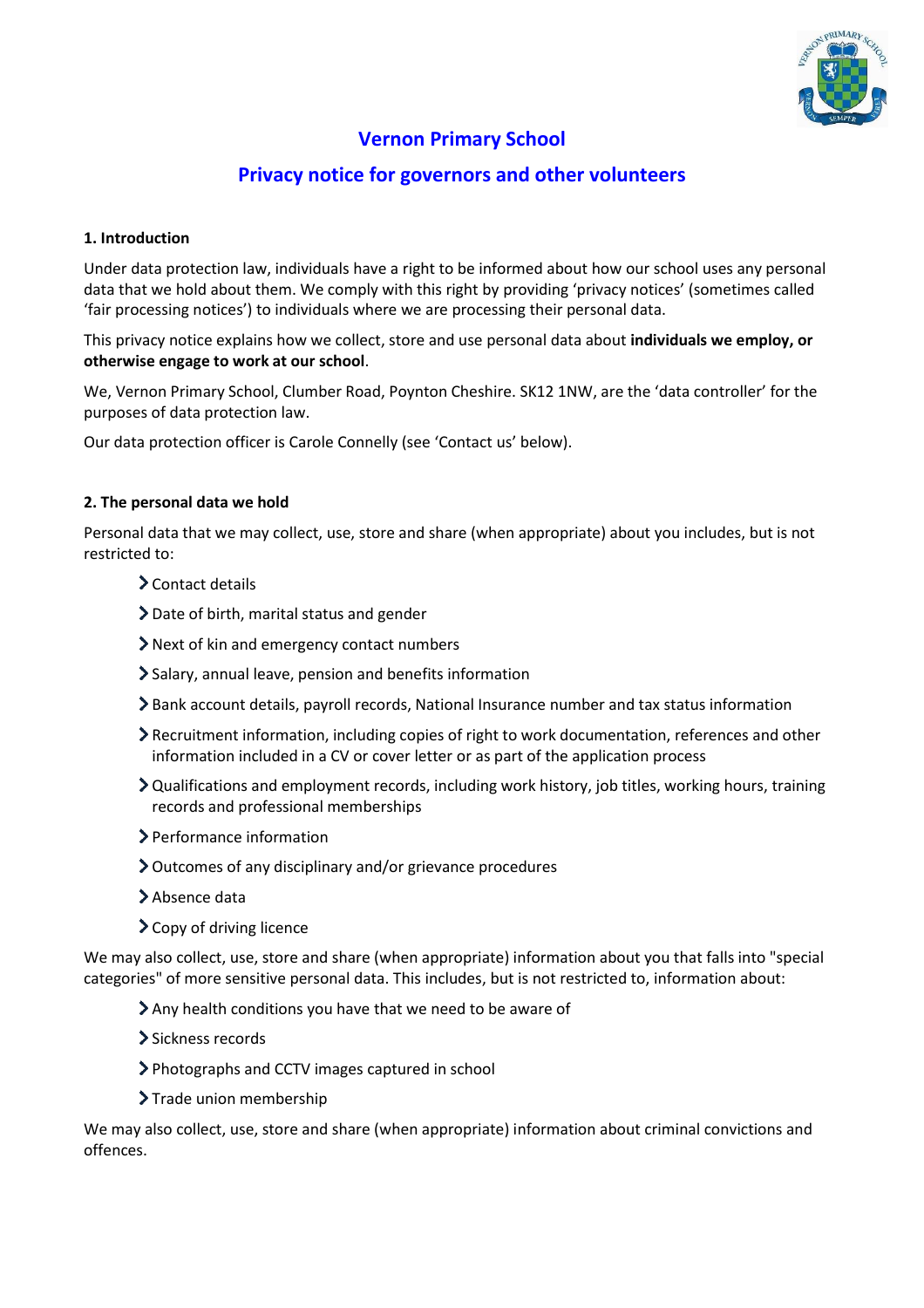# Vernon Primary School

## Privacy notice for governors and other volunteers

### 1. Introduction

Under data protection law, individuals have a right to be informed about how our school uses any personal data that we hold about them. We comply with this right by providing 'privacy notices' (sometimes called 'fair processing notices') to individuals where we are processing their personal data.

This privacy notice explains how we collect, store and use personal data about **individuals we employ, or otherwise engage to work at our school**.

We, Vernon Primary School, Clumber Road, Poynton Cheshire. SK12 1NW, are the 'data controller' for the purposes of data protection law.

Our data protection officer is Carole Connelly (see 'Contact us' below).

### 2. The personal data we hold

Personal data that we may collect, use, store and share (when appropriate) about you includes, but is not restricted to:

- Contact details
- Date of birth, marital status and gender
- Next of kin and emergency contact numbers
- Salary, annual leave, pension and benefits information
- Bank account details, payroll records, National Insurance number and tax status information
- Recruitment information, including copies of right to work documentation, references and other information included in a CV or cover letter or as part of the application process
- Qualifications and employment records, including work history, job titles, working hours, training records and professional memberships
- Performance information
- Outcomes of any disciplinary and/or grievance procedures
- Absence data
- Copy of driving licence

We may also collect, use, store and share (when appropriate) information about you that falls into "special categories" of more sensitive personal data. This includes, but is not restricted to, information about:

- Any health conditions you have that we need to be aware of
- Sickness records
- Photographs and CCTV images captured in school
- Trade union membership

We may also collect, use, store and share (when appropriate) information about criminal convictions and offences.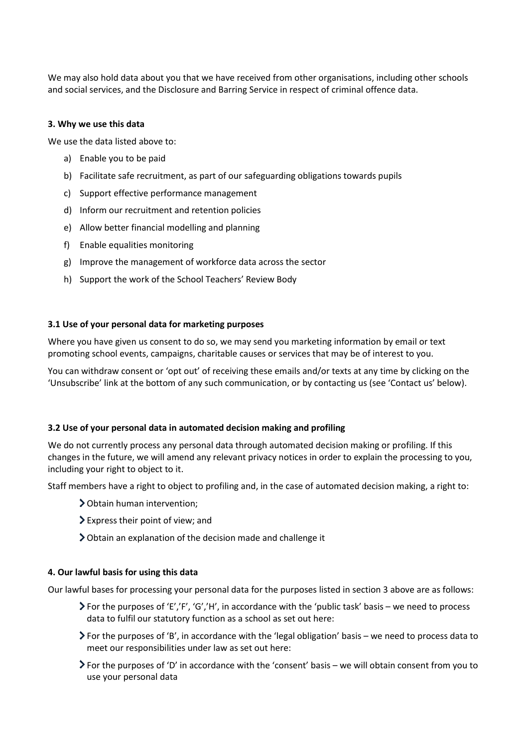We may also hold data about you that we have received from other organisations, including other schools and social services, and the Disclosure and Barring Service in respect of criminal offence data.

### 3. Why we use this data

We use the data listed above to:

a) Enable you to be paid
b) Facilitate safe recruitment, as part of our safeguarding obligations towards pupils
c) Support effective performance management
d) Inform our recruitment and retention policies
e) Allow better financial modelling and planning
f) Enable equalities monitoring
g) Improve the management of workforce data across the sector
h) Support the work of the School Teachers' Review Body

### 3.1 Use of your personal data for marketing purposes

Where you have given us consent to do so, we may send you marketing information by email or text promoting school events, campaigns, charitable causes or services that may be of interest to you.

You can withdraw consent or 'opt out' of receiving these emails and/or texts at any time by clicking on the 'Unsubscribe' link at the bottom of any such communication, or by contacting us (see 'Contact us' below).

### 3.2 Use of your personal data in automated decision making and profiling

We do not currently process any personal data through automated decision making or profiling. If this changes in the future, we will amend any relevant privacy notices in order to explain the processing to you, including your right to object to it.

Staff members have a right to object to profiling and, in the case of automated decision making, a right to:

- Obtain human intervention;
- Express their point of view; and
- Obtain an explanation of the decision made and challenge it

### 4. Our lawful basis for using this data

Our lawful bases for processing your personal data for the purposes listed in section 3 above are as follows:

- For the purposes of 'E','F', 'G','H', in accordance with the 'public task' basis – we need to process data to fulfil our statutory function as a school as set out here:
- For the purposes of 'B', in accordance with the 'legal obligation' basis – we need to process data to meet our responsibilities under law as set out here:
- For the purposes of 'D' in accordance with the 'consent' basis – we will obtain consent from you to use your personal data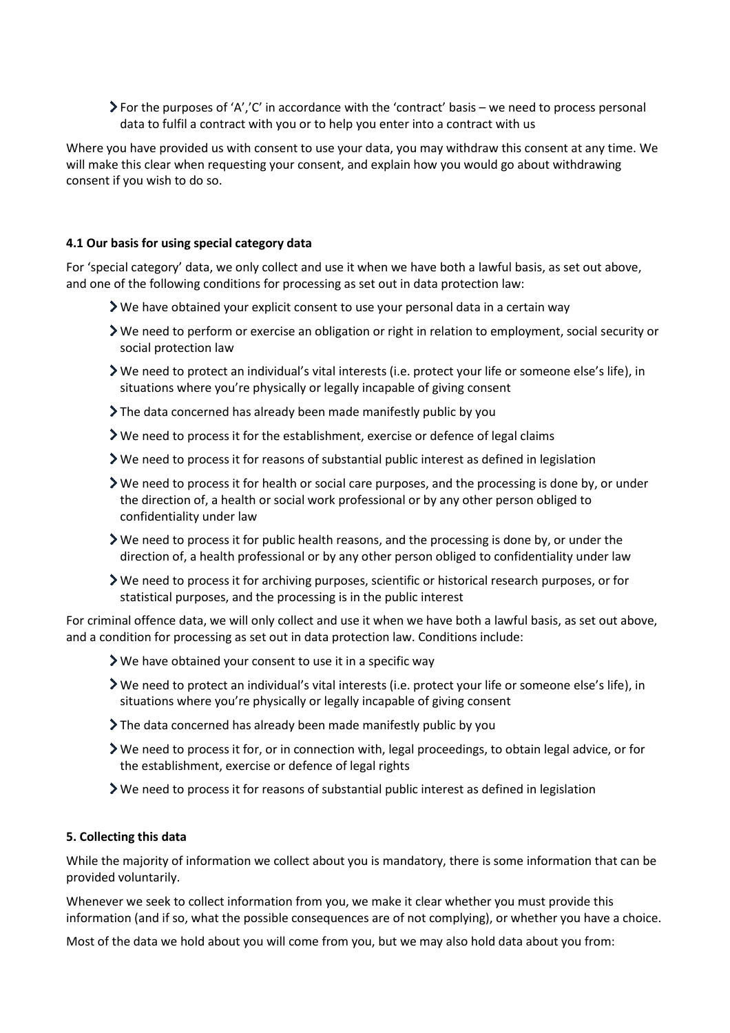- For the purposes of 'A','C' in accordance with the 'contract' basis – we need to process personal data to fulfil a contract with you or to help you enter into a contract with us

Where you have provided us with consent to use your data, you may withdraw this consent at any time. We will make this clear when requesting your consent, and explain how you would go about withdrawing consent if you wish to do so.

#### 4.1 Our basis for using special category data

For 'special category' data, we only collect and use it when we have both a lawful basis, as set out above, and one of the following conditions for processing as set out in data protection law:

- We have obtained your explicit consent to use your personal data in a certain way
- We need to perform or exercise an obligation or right in relation to employment, social security or social protection law
- We need to protect an individual's vital interests (i.e. protect your life or someone else's life), in situations where you're physically or legally incapable of giving consent
- The data concerned has already been made manifestly public by you
- We need to process it for the establishment, exercise or defence of legal claims
- We need to process it for reasons of substantial public interest as defined in legislation
- We need to process it for health or social care purposes, and the processing is done by, or under the direction of, a health or social work professional or by any other person obliged to confidentiality under law
- We need to process it for public health reasons, and the processing is done by, or under the direction of, a health professional or by any other person obliged to confidentiality under law
- We need to process it for archiving purposes, scientific or historical research purposes, or for statistical purposes, and the processing is in the public interest

For criminal offence data, we will only collect and use it when we have both a lawful basis, as set out above, and a condition for processing as set out in data protection law. Conditions include:

- We have obtained your consent to use it in a specific way
- We need to protect an individual's vital interests (i.e. protect your life or someone else's life), in situations where you're physically or legally incapable of giving consent
- The data concerned has already been made manifestly public by you
- We need to process it for, or in connection with, legal proceedings, to obtain legal advice, or for the establishment, exercise or defence of legal rights
- We need to process it for reasons of substantial public interest as defined in legislation

#### 5. Collecting this data

While the majority of information we collect about you is mandatory, there is some information that can be provided voluntarily.

Whenever we seek to collect information from you, we make it clear whether you must provide this information (and if so, what the possible consequences are of not complying), or whether you have a choice.

Most of the data we hold about you will come from you, but we may also hold data about you from: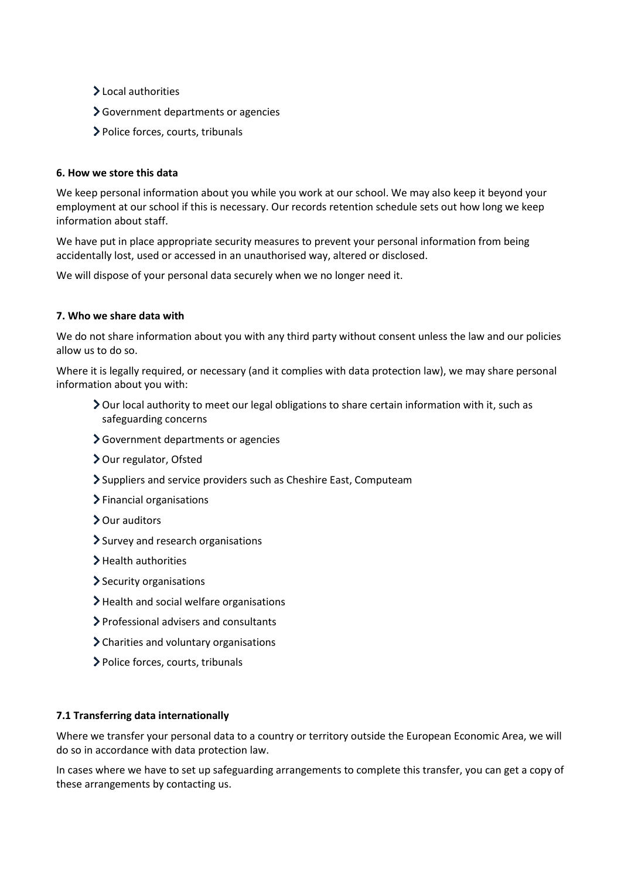- Local authorities
- Government departments or agencies
- Police forces, courts, tribunals

**6. How we store this data**

We keep personal information about you while you work at our school. We may also keep it beyond your employment at our school if this is necessary. Our records retention schedule sets out how long we keep information about staff.

We have put in place appropriate security measures to prevent your personal information from being accidentally lost, used or accessed in an unauthorised way, altered or disclosed.

We will dispose of your personal data securely when we no longer need it.

**7. Who we share data with**

We do not share information about you with any third party without consent unless the law and our policies allow us to do so.

Where it is legally required, or necessary (and it complies with data protection law), we may share personal information about you with:

- Our local authority to meet our legal obligations to share certain information with it, such as safeguarding concerns
- Government departments or agencies
- Our regulator, Ofsted
- Suppliers and service providers such as Cheshire East, Computeam
- Financial organisations
- Our auditors
- Survey and research organisations
- Health authorities
- Security organisations
- Health and social welfare organisations
- Professional advisers and consultants
- Charities and voluntary organisations
- Police forces, courts, tribunals

**7.1 Transferring data internationally**

Where we transfer your personal data to a country or territory outside the European Economic Area, we will do so in accordance with data protection law.

In cases where we have to set up safeguarding arrangements to complete this transfer, you can get a copy of these arrangements by contacting us.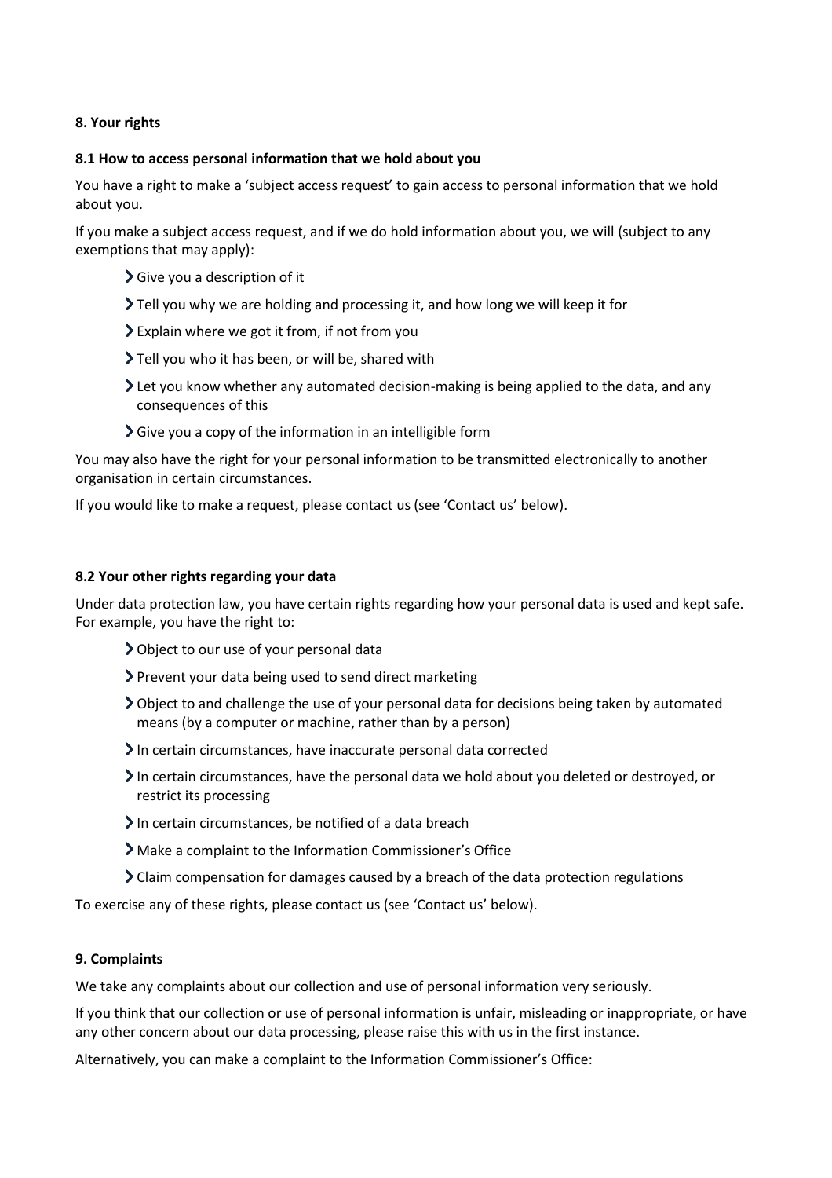## 8. Your rights

### 8.1 How to access personal information that we hold about you

You have a right to make a 'subject access request' to gain access to personal information that we hold about you.

If you make a subject access request, and if we do hold information about you, we will (subject to any exemptions that may apply):

- Give you a description of it
- Tell you why we are holding and processing it, and how long we will keep it for
- Explain where we got it from, if not from you
- Tell you who it has been, or will be, shared with
- Let you know whether any automated decision-making is being applied to the data, and any consequences of this
- Give you a copy of the information in an intelligible form

You may also have the right for your personal information to be transmitted electronically to another organisation in certain circumstances.

If you would like to make a request, please contact us (see 'Contact us' below).

### 8.2 Your other rights regarding your data

Under data protection law, you have certain rights regarding how your personal data is used and kept safe. For example, you have the right to:

- Object to our use of your personal data
- Prevent your data being used to send direct marketing
- Object to and challenge the use of your personal data for decisions being taken by automated means (by a computer or machine, rather than by a person)
- In certain circumstances, have inaccurate personal data corrected
- In certain circumstances, have the personal data we hold about you deleted or destroyed, or restrict its processing
- In certain circumstances, be notified of a data breach
- Make a complaint to the Information Commissioner's Office
- Claim compensation for damages caused by a breach of the data protection regulations

To exercise any of these rights, please contact us (see 'Contact us' below).

## 9. Complaints

We take any complaints about our collection and use of personal information very seriously.

If you think that our collection or use of personal information is unfair, misleading or inappropriate, or have any other concern about our data processing, please raise this with us in the first instance.

Alternatively, you can make a complaint to the Information Commissioner's Office: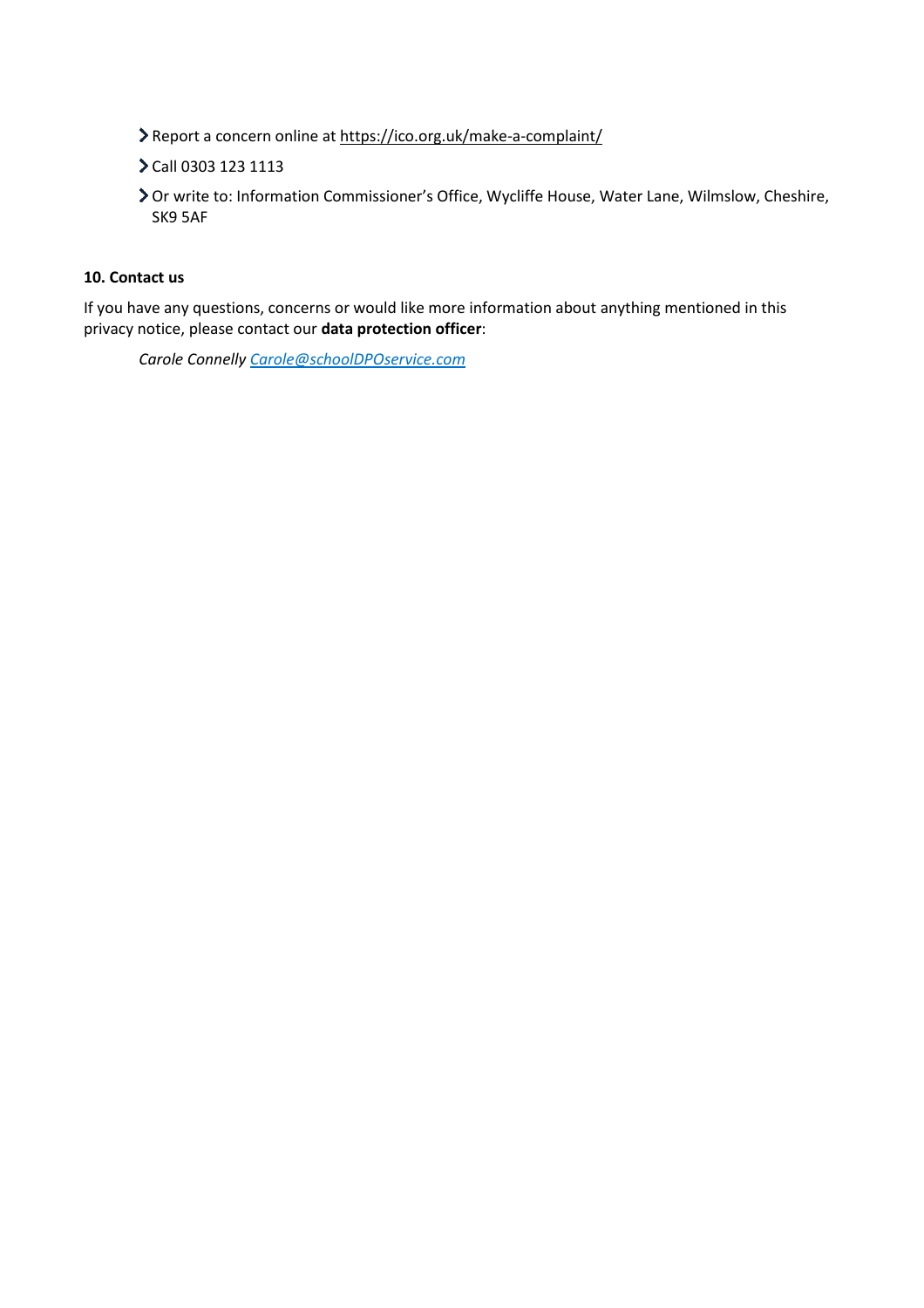- Report a concern online at https://ico.org.uk/make-a-complaint/
- Call 0303 123 1113
- Or write to: Information Commissioner's Office, Wycliffe House, Water Lane, Wilmslow, Cheshire, SK9 5AF

**10. Contact us**

If you have any questions, concerns or would like more information about anything mentioned in this privacy notice, please contact our **data protection officer**:

*Carole Connelly [Carole@schoolDPOservice.com](mailto:Carole@schoolDPOservice.com)*